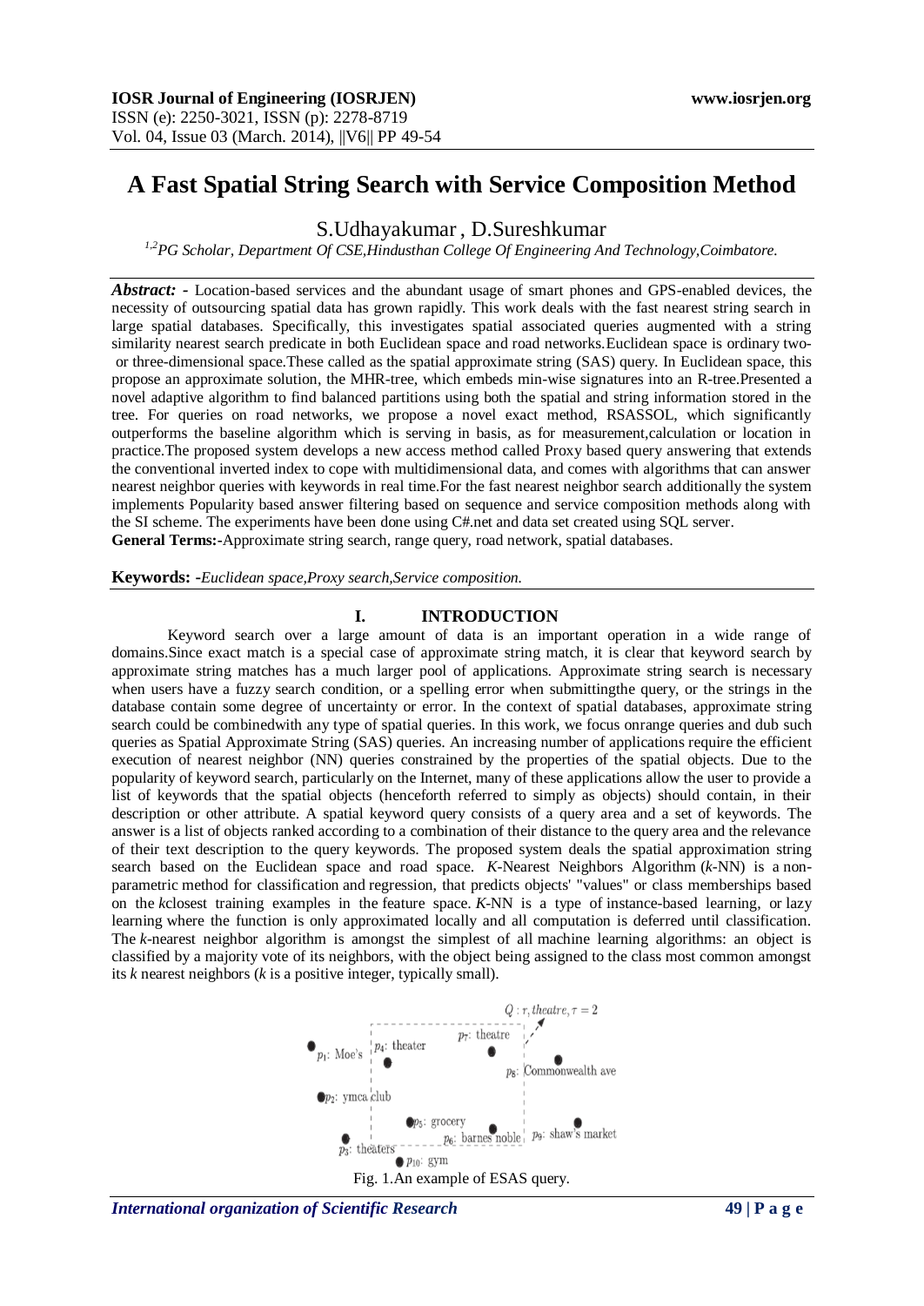# A Fast Spatial String Search with Service Composition Method

S.Udhayakumar , D.Sureshkumar

[1,2]*PG Scholar, Department Of CSE,Hindusthan College Of Engineering And Technology,Coimbatore.*

***Abstract: -*** Location-based services and the abundant usage of smart phones and GPS-enabled devices, the necessity of outsourcing spatial data has grown rapidly. This work deals with the fast nearest string search in large spatial databases. Specifically, this investigates spatial associated queries augmented with a string similarity nearest search predicate in both Euclidean space and road networks.Euclidean space is ordinary two- or three-dimensional space.These called as the spatial approximate string (SAS) query. In Euclidean space, this propose an approximate solution, the MHR-tree, which embeds min-wise signatures into an R-tree.Presented a novel adaptive algorithm to find balanced partitions using both the spatial and string information stored in the tree. For queries on road networks, we propose a novel exact method, RSASSOL, which significantly outperforms the baseline algorithm which is serving in basis, as for measurement,calculation or location in practice.The proposed system develops a new access method called Proxy based query answering that extends the conventional inverted index to cope with multidimensional data, and comes with algorithms that can answer nearest neighbor queries with keywords in real time.For the fast nearest neighbor search additionally the system implements Popularity based answer filtering based on sequence and service composition methods along with the SI scheme. The experiments have been done using C#.net and data set created using SQL server.

**General Terms:-**Approximate string search, range query, road network, spatial databases.

**Keywords: -***Euclidean space,Proxy search,Service composition.*

## I. INTRODUCTION

Keyword search over a large amount of data is an important operation in a wide range of domains.Since exact match is a special case of approximate string match, it is clear that keyword search by approximate string matches has a much larger pool of applications. Approximate string search is necessary when users have a fuzzy search condition, or a spelling error when submittingthe query, or the strings in the database contain some degree of uncertainty or error. In the context of spatial databases, approximate string search could be combinedwith any type of spatial queries. In this work, we focus onrange queries and dub such queries as Spatial Approximate String (SAS) queries. An increasing number of applications require the efficient execution of nearest neighbor (NN) queries constrained by the properties of the spatial objects. Due to the popularity of keyword search, particularly on the Internet, many of these applications allow the user to provide a list of keywords that the spatial objects (henceforth referred to simply as objects) should contain, in their description or other attribute. A spatial keyword query consists of a query area and a set of keywords. The answer is a list of objects ranked according to a combination of their distance to the query area and the relevance of their text description to the query keywords. The proposed system deals the spatial approximation string search based on the Euclidean space and road space. *K*-Nearest Neighbors Algorithm (*k*-NN) is a non-parametric method for classification and regression, that predicts objects' "values" or class memberships based on the *k*closest training examples in the feature space. *K*-NN is a type of instance-based learning, or lazy learning where the function is only approximated locally and all computation is deferred until classification. The *k*-nearest neighbor algorithm is amongst the simplest of all machine learning algorithms: an object is classified by a majority vote of its neighbors, with the object being assigned to the class most common amongst its *k* nearest neighbors (*k* is a positive integer, typically small).

$Q : r, theatre, \tau = 2$

$p_1$: Moe's
$p_4$: theater
$p_7$: theatre
$p_8$: Commonwealth ave
$p_2$: ymca club
$p_5$: grocery
$p_6$: barnes noble
$p_9$: shaw's market
$p_3$: theaters
$p_{10}$: gym

Fig. 1.An example of ESAS query.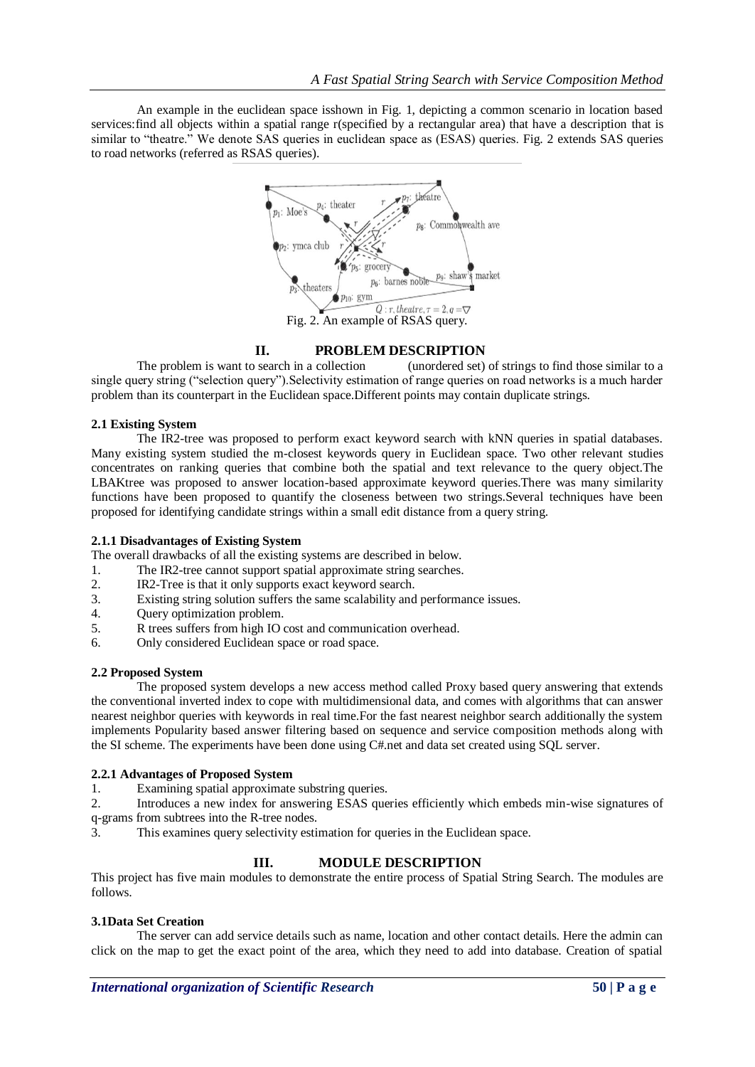An example in the euclidean space isshown in Fig. 1, depicting a common scenario in location based services:find all objects within a spatial range r(specified by a rectangular area) that have a description that is similar to "theatre." We denote SAS queries in euclidean space as (ESAS) queries. Fig. 2 extends SAS queries to road networks (referred as RSAS queries).

$p_1$: Moe's
$p_2$: ymca club
$p_3$: theaters
$p_4$: theater
$p_5$: grocery
$p_6$: barnes noble
$p_7$: theatre
$p_8$: Commonwealth ave
$p_9$: shaw's market
$p_{10}$: gym
$Q : r, theatre, \tau = 2, q = \nabla$

Fig. 2. An example of RSAS query.

## II. PROBLEM DESCRIPTION

The problem is want to search in a collection (unordered set) of strings to find those similar to a single query string ("selection query").Selectivity estimation of range queries on road networks is a much harder problem than its counterpart in the Euclidean space.Different points may contain duplicate strings.

### 2.1 Existing System

The IR2-tree was proposed to perform exact keyword search with kNN queries in spatial databases. Many existing system studied the m-closest keywords query in Euclidean space. Two other relevant studies concentrates on ranking queries that combine both the spatial and text relevance to the query object.The LBAKtree was proposed to answer location-based approximate keyword queries.There was many similarity functions have been proposed to quantify the closeness between two strings.Several techniques have been proposed for identifying candidate strings within a small edit distance from a query string.

#### 2.1.1 Disadvantages of Existing System

The overall drawbacks of all the existing systems are described in below.

1. The IR2-tree cannot support spatial approximate string searches.
2. IR2-Tree is that it only supports exact keyword search.
3. Existing string solution suffers the same scalability and performance issues.
4. Query optimization problem.
5. R trees suffers from high IO cost and communication overhead.
6. Only considered Euclidean space or road space.

### 2.2 Proposed System

The proposed system develops a new access method called Proxy based query answering that extends the conventional inverted index to cope with multidimensional data, and comes with algorithms that can answer nearest neighbor queries with keywords in real time.For the fast nearest neighbor search additionally the system implements Popularity based answer filtering based on sequence and service composition methods along with the SI scheme. The experiments have been done using C#.net and data set created using SQL server.

#### 2.2.1 Advantages of Proposed System

1. Examining spatial approximate substring queries.
2. Introduces a new index for answering ESAS queries efficiently which embeds min-wise signatures of q-grams from subtrees into the R-tree nodes.
3. This examines query selectivity estimation for queries in the Euclidean space.

## III. MODULE DESCRIPTION

This project has five main modules to demonstrate the entire process of Spatial String Search. The modules are follows.

### 3.1Data Set Creation

The server can add service details such as name, location and other contact details. Here the admin can click on the map to get the exact point of the area, which they need to add into database. Creation of spatial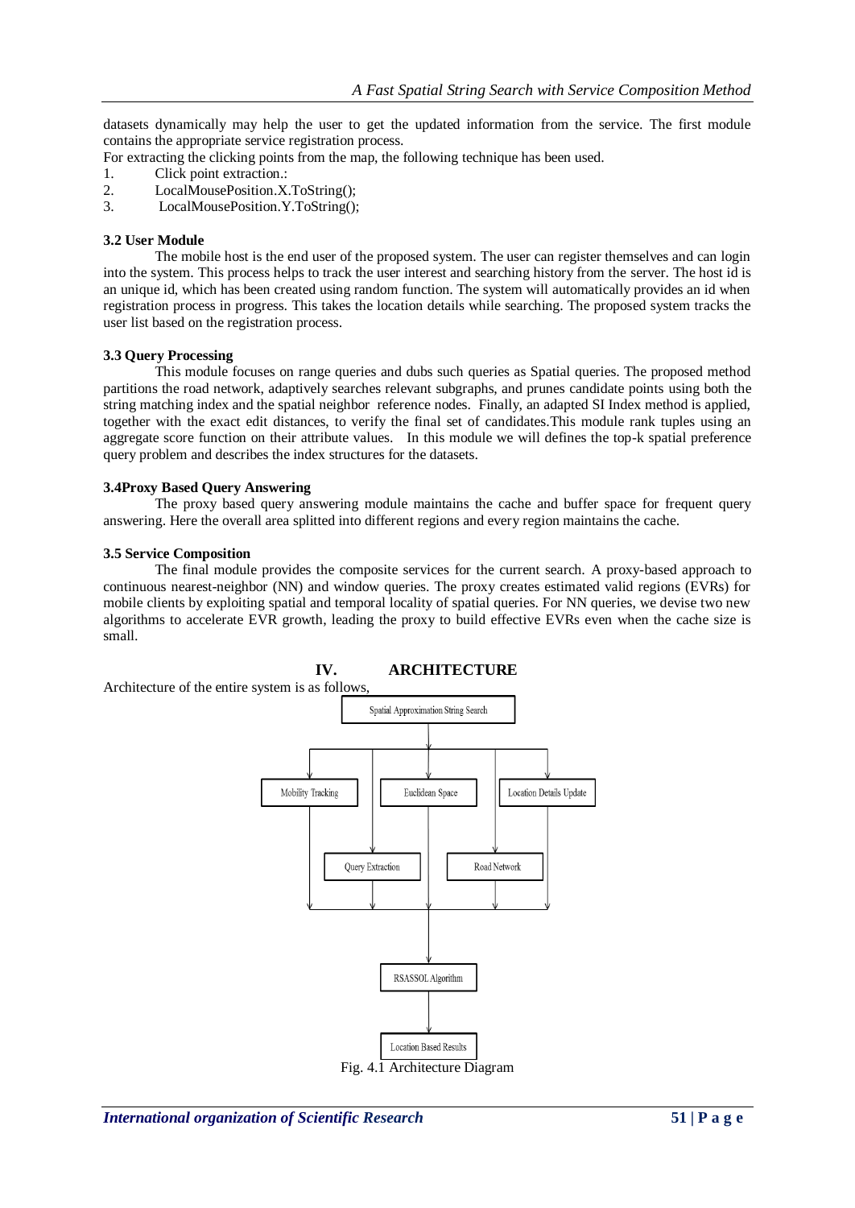datasets dynamically may help the user to get the updated information from the service. The first module contains the appropriate service registration process.

For extracting the clicking points from the map, the following technique has been used.

1. Click point extraction.:
2. LocalMousePosition.X.ToString();
3. LocalMousePosition.Y.ToString();

### 3.2 User Module

The mobile host is the end user of the proposed system. The user can register themselves and can login into the system. This process helps to track the user interest and searching history from the server. The host id is an unique id, which has been created using random function. The system will automatically provides an id when registration process in progress. This takes the location details while searching. The proposed system tracks the user list based on the registration process.

### 3.3 Query Processing

This module focuses on range queries and dubs such queries as Spatial queries. The proposed method partitions the road network, adaptively searches relevant subgraphs, and prunes candidate points using both the string matching index and the spatial neighbor reference nodes. Finally, an adapted SI Index method is applied, together with the exact edit distances, to verify the final set of candidates.This module rank tuples using an aggregate score function on their attribute values. In this module we will defines the top-k spatial preference query problem and describes the index structures for the datasets.

### 3.4Proxy Based Query Answering

The proxy based query answering module maintains the cache and buffer space for frequent query answering. Here the overall area splitted into different regions and every region maintains the cache.

### 3.5 Service Composition

The final module provides the composite services for the current search. A proxy-based approach to continuous nearest-neighbor (NN) and window queries. The proxy creates estimated valid regions (EVRs) for mobile clients by exploiting spatial and temporal locality of spatial queries. For NN queries, we devise two new algorithms to accelerate EVR growth, leading the proxy to build effective EVRs even when the cache size is small.

## IV. ARCHITECTURE

Architecture of the entire system is as follows,

Spatial Approximation String Search

Mobility Tracking

Euclidean Space

Location Details Update

Query Extraction

Road Network

RSASSOL Algorithm

Location Based Results

Fig. 4.1 Architecture Diagram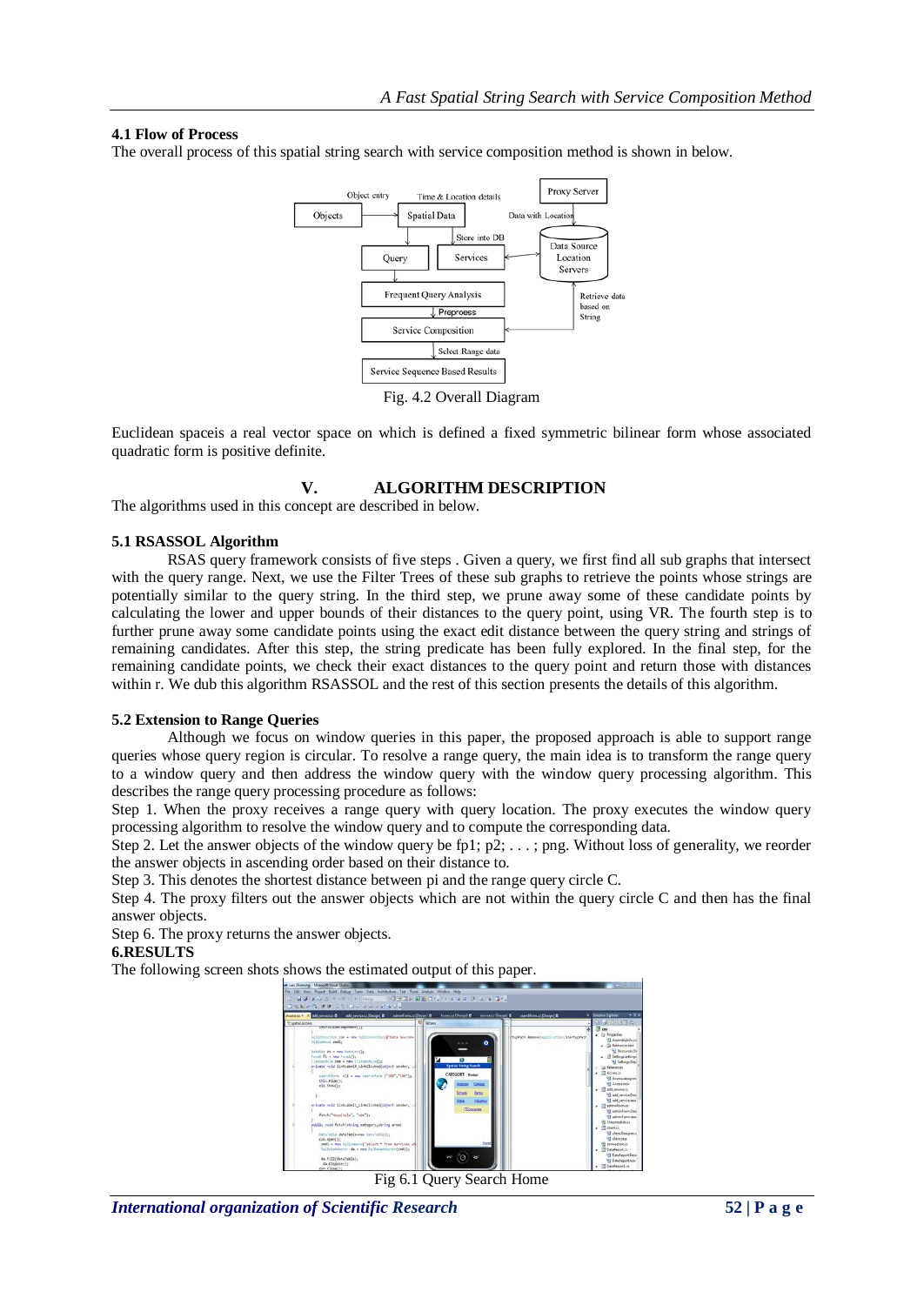### 4.1 Flow of Process

The overall process of this spatial string search with service composition method is shown in below.

Object entry

Time & Location details

Proxy Server

Objects

Spatial Data

Data with Location

Store into DB

Data Source Location Servers

Query

Services

Frequent Query Analysis

Retrieve data based on String

Preprocess

Service Composition

Select Range data

Service Sequence Based Results

Fig. 4.2 Overall Diagram

Euclidean spaceis a real vector space on which is defined a fixed symmetric bilinear form whose associated quadratic form is positive definite.

## V. ALGORITHM DESCRIPTION

The algorithms used in this concept are described in below.

### 5.1 RSASSOL Algorithm

RSAS query framework consists of five steps . Given a query, we first find all sub graphs that intersect with the query range. Next, we use the Filter Trees of these sub graphs to retrieve the points whose strings are potentially similar to the query string. In the third step, we prune away some of these candidate points by calculating the lower and upper bounds of their distances to the query point, using VR. The fourth step is to further prune away some candidate points using the exact edit distance between the query string and strings of remaining candidates. After this step, the string predicate has been fully explored. In the final step, for the remaining candidate points, we check their exact distances to the query point and return those with distances within r. We dub this algorithm RSASSOL and the rest of this section presents the details of this algorithm.

### 5.2 Extension to Range Queries

Although we focus on window queries in this paper, the proposed approach is able to support range queries whose query region is circular. To resolve a range query, the main idea is to transform the range query to a window query and then address the window query with the window query processing algorithm. This describes the range query processing procedure as follows:

Step 1. When the proxy receives a range query with query location. The proxy executes the window query processing algorithm to resolve the window query and to compute the corresponding data.

Step 2. Let the answer objects of the window query be fp1; p2; . . . ; png. Without loss of generality, we reorder the answer objects in ascending order based on their distance to.

Step 3. This denotes the shortest distance between pi and the range query circle C.

Step 4. The proxy filters out the answer objects which are not within the query circle C and then has the final answer objects.

Step 6. The proxy returns the answer objects.

### 6.RESULTS

The following screen shots shows the estimated output of this paper.

Fig 6.1 Query Search Home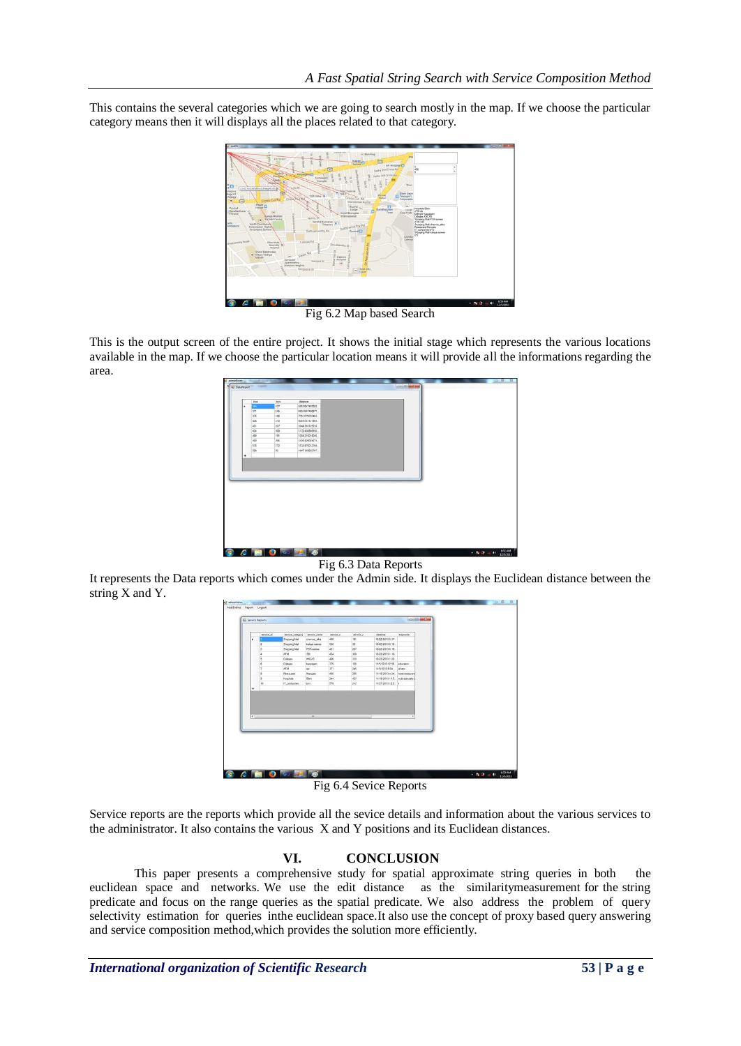This contains the several categories which we are going to search mostly in the map. If we choose the particular category means then it will displays all the places related to that category.

Fig 6.2 Map based Search

This is the output screen of the entire project. It shows the initial stage which represents the various locations available in the map. If we choose the particular location means it will provide all the informations regarding the area.

Fig 6.3 Data Reports

It represents the Data reports which comes under the Admin side. It displays the Euclidean distance between the string X and Y.

Fig 6.4 Sevice Reports

Service reports are the reports which provide all the sevice details and information about the various services to the administrator. It also contains the various  X and Y positions and its Euclidean distances.

## VI. CONCLUSION

This paper presents a comprehensive study for spatial approximate string queries in both the euclidean space and networks. We use the edit distance as the similaritymeasurement for the string predicate and focus on the range queries as the spatial predicate. We also address the problem of query selectivity estimation for queries inthe euclidean space.It also use the concept of proxy based query answering and service composition method,which provides the solution more efficiently.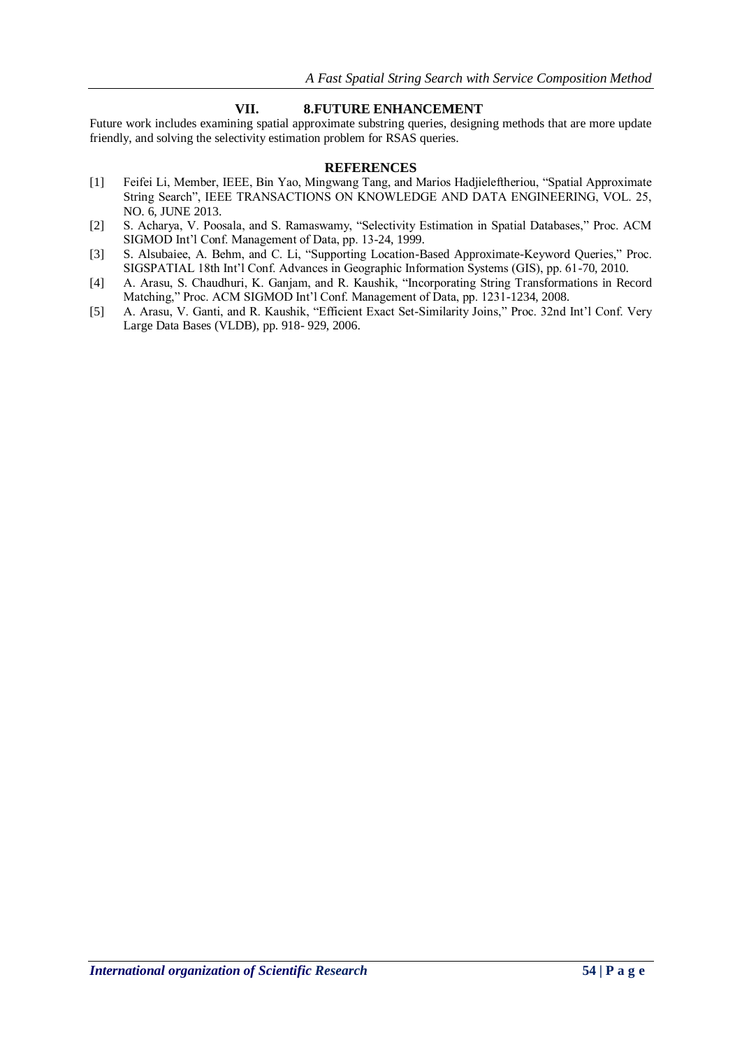## VII. 8.FUTURE ENHANCEMENT

Future work includes examining spatial approximate substring queries, designing methods that are more update friendly, and solving the selectivity estimation problem for RSAS queries.

## REFERENCES

[1] Feifei Li, Member, IEEE, Bin Yao, Mingwang Tang, and Marios Hadjieleftheriou, "Spatial Approximate String Search", IEEE TRANSACTIONS ON KNOWLEDGE AND DATA ENGINEERING, VOL. 25, NO. 6, JUNE 2013.

[2] S. Acharya, V. Poosala, and S. Ramaswamy, "Selectivity Estimation in Spatial Databases," Proc. ACM SIGMOD Int'l Conf. Management of Data, pp. 13-24, 1999.

[3] S. Alsubaiee, A. Behm, and C. Li, "Supporting Location-Based Approximate-Keyword Queries," Proc. SIGSPATIAL 18th Int'l Conf. Advances in Geographic Information Systems (GIS), pp. 61-70, 2010.

[4] A. Arasu, S. Chaudhuri, K. Ganjam, and R. Kaushik, "Incorporating String Transformations in Record Matching," Proc. ACM SIGMOD Int'l Conf. Management of Data, pp. 1231-1234, 2008.

[5] A. Arasu, V. Ganti, and R. Kaushik, "Efficient Exact Set-Similarity Joins," Proc. 32nd Int'l Conf. Very Large Data Bases (VLDB), pp. 918- 929, 2006.